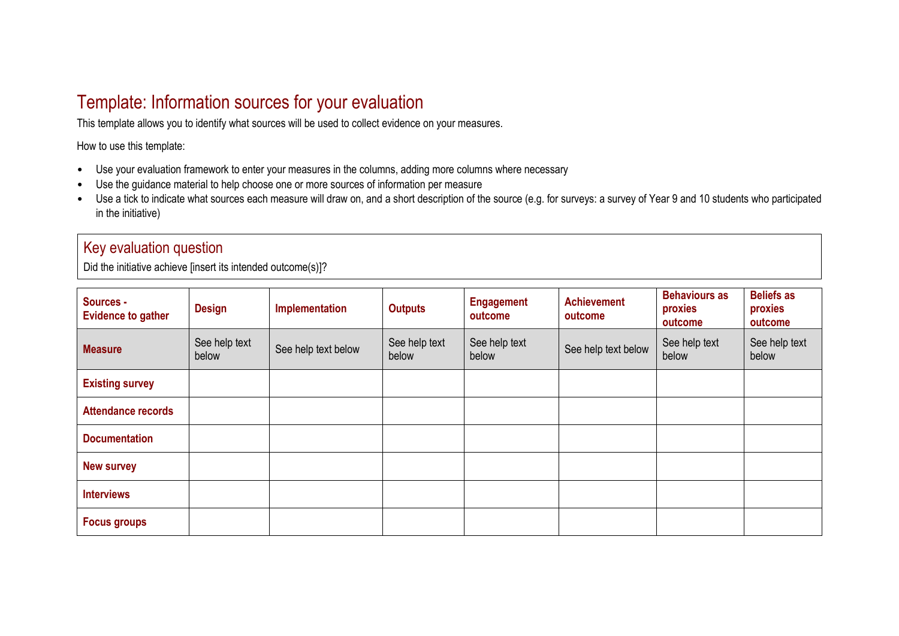# Template: Information sources for your evaluation

This template allows you to identify what sources will be used to collect evidence on your measures.

How to use this template:

- Use your evaluation framework to enter your measures in the columns, adding more columns where necessary
- Use the guidance material to help choose one or more sources of information per measure
- Use a tick to indicate what sources each measure will draw on, and a short description of the source (e.g. for surveys: a survey of Year 9 and 10 students who participated in the initiative)

## Key evaluation question

Did the initiative achieve [insert its intended outcome(s)]?

| Sources - Evidence to gather | Design | Implementation | Outputs | Engagement outcome | Achievement outcome | Behaviours as proxies outcome | Beliefs as proxies outcome |
|---|---|---|---|---|---|---|---|
| **Measure** | See help text below | See help text below | See help text below | See help text below | See help text below | See help text below | See help text below |
| **Existing survey** | | | | | | | |
| **Attendance records** | | | | | | | |
| **Documentation** | | | | | | | |
| **New survey** | | | | | | | |
| **Interviews** | | | | | | | |
| **Focus groups** | | | | | | | |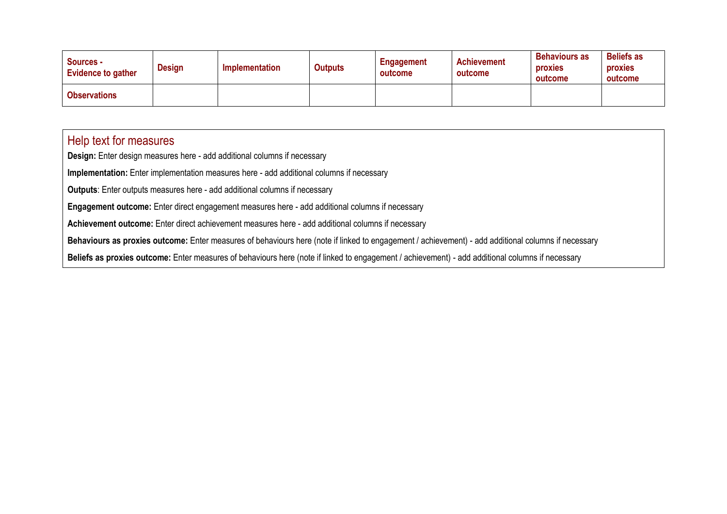| Sources - Evidence to gather | Design | Implementation | Outputs | Engagement outcome | Achievement outcome | Behaviours as proxies outcome | Beliefs as proxies outcome |
|---|---|---|---|---|---|---|---|
| **Observations** | | | | | | | |

## Help text for measures

**Design:** Enter design measures here - add additional columns if necessary

**Implementation:** Enter implementation measures here - add additional columns if necessary

**Outputs**: Enter outputs measures here - add additional columns if necessary

**Engagement outcome:** Enter direct engagement measures here - add additional columns if necessary

**Achievement outcome:** Enter direct achievement measures here - add additional columns if necessary

**Behaviours as proxies outcome:** Enter measures of behaviours here (note if linked to engagement / achievement) - add additional columns if necessary

**Beliefs as proxies outcome:** Enter measures of behaviours here (note if linked to engagement / achievement) - add additional columns if necessary